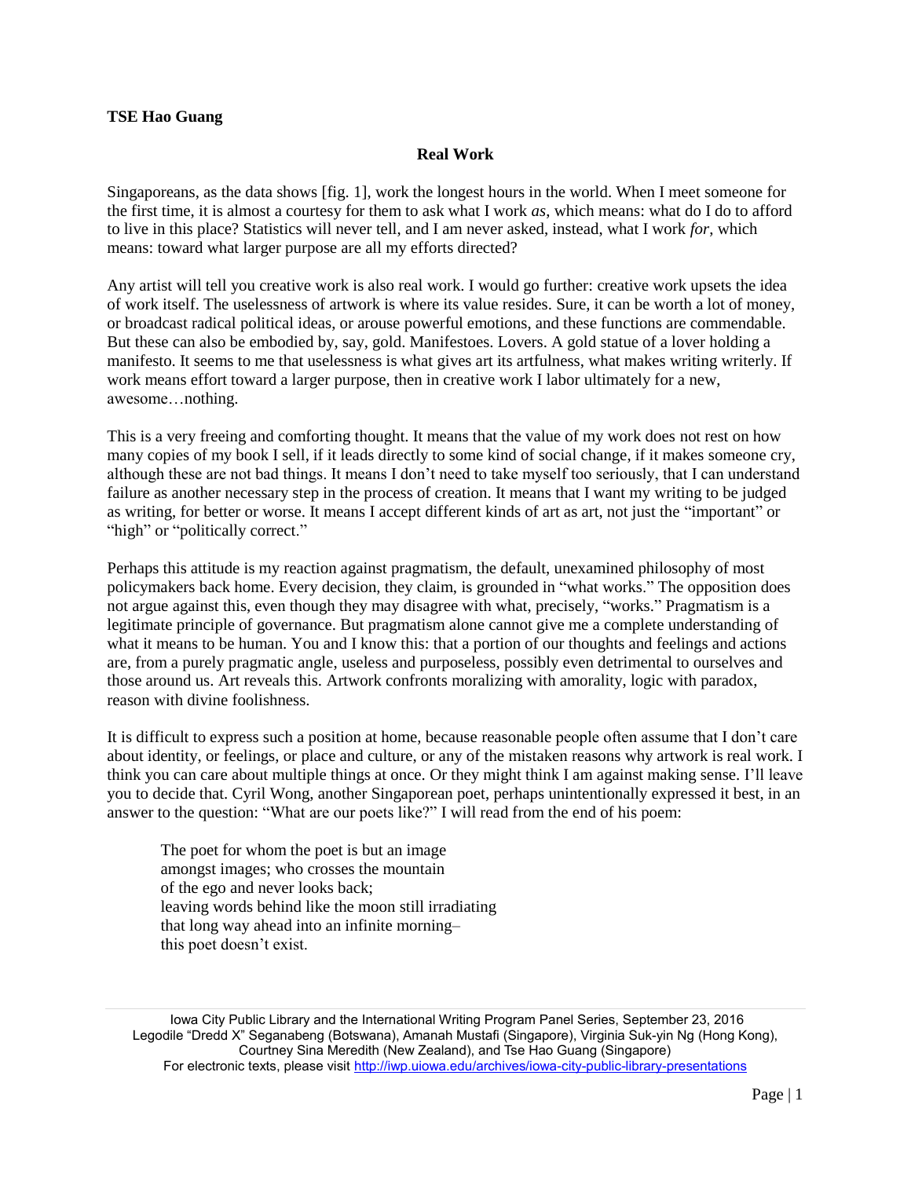**TSE Hao Guang**

## Real Work

Singaporeans, as the data shows [fig. 1], work the longest hours in the world. When I meet someone for the first time, it is almost a courtesy for them to ask what I work *as*, which means: what do I do to afford to live in this place? Statistics will never tell, and I am never asked, instead, what I work *for*, which means: toward what larger purpose are all my efforts directed?

Any artist will tell you creative work is also real work. I would go further: creative work upsets the idea of work itself. The uselessness of artwork is where its value resides. Sure, it can be worth a lot of money, or broadcast radical political ideas, or arouse powerful emotions, and these functions are commendable. But these can also be embodied by, say, gold. Manifestoes. Lovers. A gold statue of a lover holding a manifesto. It seems to me that uselessness is what gives art its artfulness, what makes writing writerly. If work means effort toward a larger purpose, then in creative work I labor ultimately for a new, awesome…nothing.

This is a very freeing and comforting thought. It means that the value of my work does not rest on how many copies of my book I sell, if it leads directly to some kind of social change, if it makes someone cry, although these are not bad things. It means I don't need to take myself too seriously, that I can understand failure as another necessary step in the process of creation. It means that I want my writing to be judged as writing, for better or worse. It means I accept different kinds of art as art, not just the "important" or "high" or "politically correct."

Perhaps this attitude is my reaction against pragmatism, the default, unexamined philosophy of most policymakers back home. Every decision, they claim, is grounded in "what works." The opposition does not argue against this, even though they may disagree with what, precisely, "works." Pragmatism is a legitimate principle of governance. But pragmatism alone cannot give me a complete understanding of what it means to be human. You and I know this: that a portion of our thoughts and feelings and actions are, from a purely pragmatic angle, useless and purposeless, possibly even detrimental to ourselves and those around us. Art reveals this. Artwork confronts moralizing with amorality, logic with paradox, reason with divine foolishness.

It is difficult to express such a position at home, because reasonable people often assume that I don't care about identity, or feelings, or place and culture, or any of the mistaken reasons why artwork is real work. I think you can care about multiple things at once. Or they might think I am against making sense. I'll leave you to decide that. Cyril Wong, another Singaporean poet, perhaps unintentionally expressed it best, in an answer to the question: "What are our poets like?" I will read from the end of his poem:

> The poet for whom the poet is but an image
> amongst images; who crosses the mountain
> of the ego and never looks back;
> leaving words behind like the moon still irradiating
> that long way ahead into an infinite morning–
> this poet doesn't exist.

Iowa City Public Library and the International Writing Program Panel Series, September 23, 2016
Legodile "Dredd X" Seganabeng (Botswana), Amanah Mustafi (Singapore), Virginia Suk-yin Ng (Hong Kong), Courtney Sina Meredith (New Zealand), and Tse Hao Guang (Singapore)
For electronic texts, please visit http://iwp.uiowa.edu/archives/iowa-city-public-library-presentations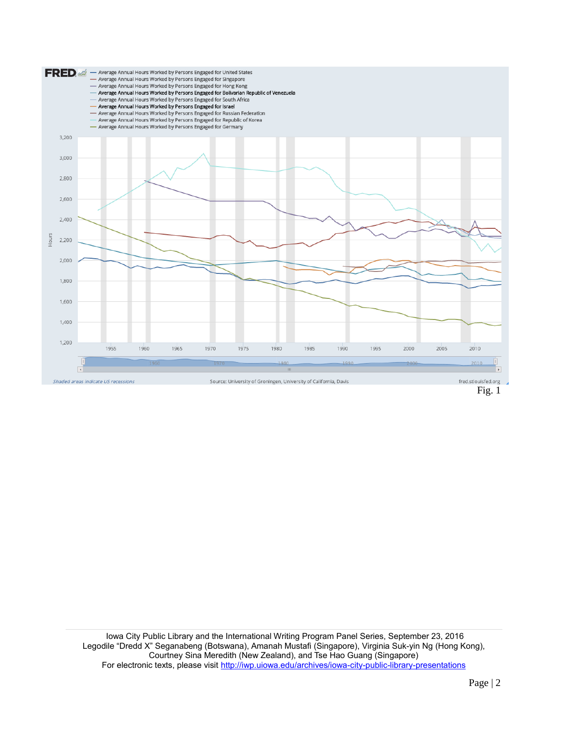FRED

- Average Annual Hours Worked by Persons Engaged for United States
- Average Annual Hours Worked by Persons Engaged for Singapore
- Average Annual Hours Worked by Persons Engaged for Hong Kong
- Average Annual Hours Worked by Persons Engaged for Bolivarian Republic of Venezuela
- Average Annual Hours Worked by Persons Engaged for South Africa
- Average Annual Hours Worked by Persons Engaged for Israel
- Average Annual Hours Worked by Persons Engaged for Russian Federation
- Average Annual Hours Worked by Persons Engaged for Republic of Korea
- Average Annual Hours Worked by Persons Engaged for Germany

Hours

3,200
3,000
2,800
2,600
2,400
2,200
2,000
1,800
1,600
1,400
1,200

1955 1960 1965 1970 1975 1980 1985 1990 1995 2000 2005 2010

Shaded areas indicate US recessions

Source: University of Groningen, University of California, Davis

fred.stlouisfed.org

Fig. 1

Iowa City Public Library and the International Writing Program Panel Series, September 23, 2016
Legodile "Dredd X" Seganabeng (Botswana), Amanah Mustafi (Singapore), Virginia Suk-yin Ng (Hong Kong), Courtney Sina Meredith (New Zealand), and Tse Hao Guang (Singapore)
For electronic texts, please visit http://iwp.uiowa.edu/archives/iowa-city-public-library-presentations